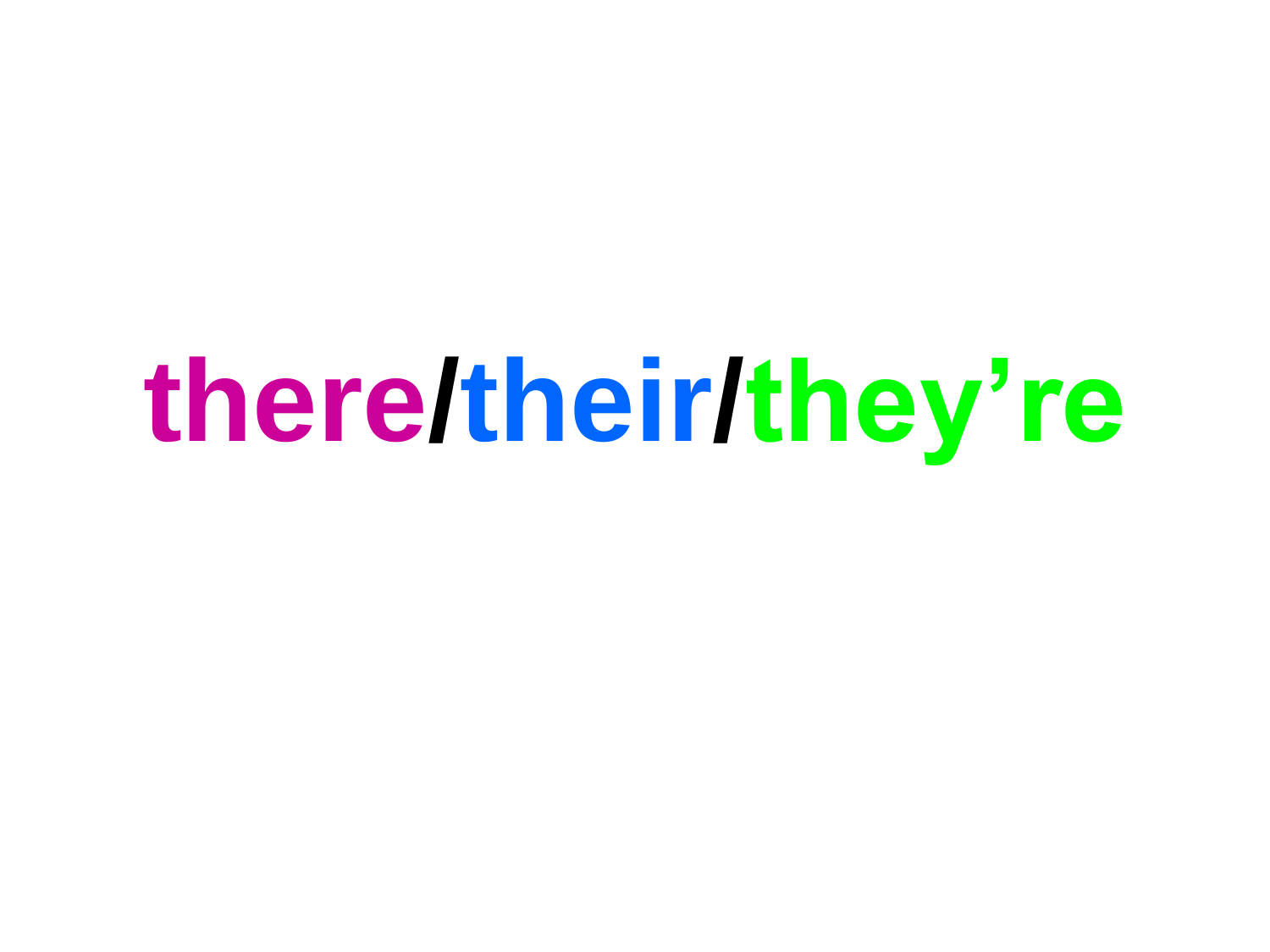# **there/their/they’re**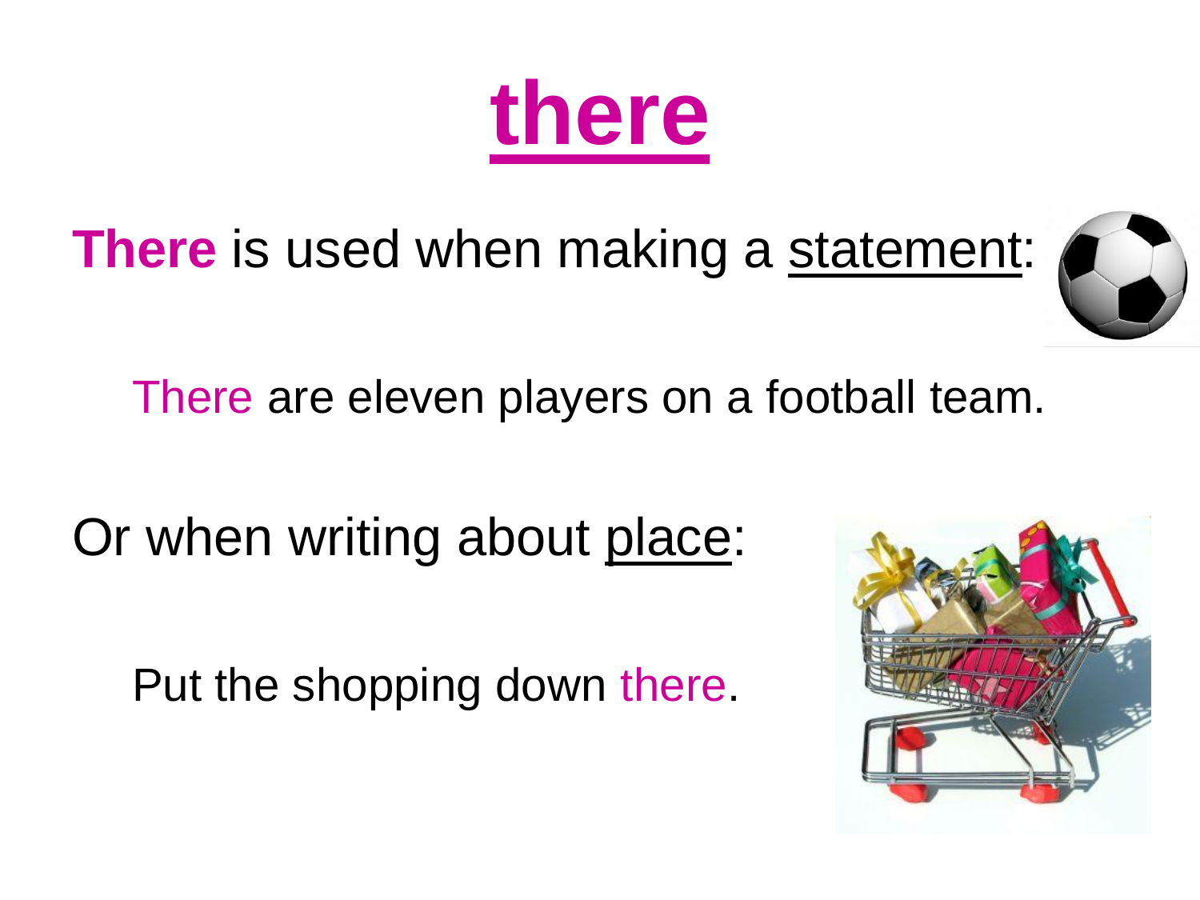# there

**There** is used when making a statement:

There are eleven players on a football team.

Or when writing about place:

Put the shopping down there.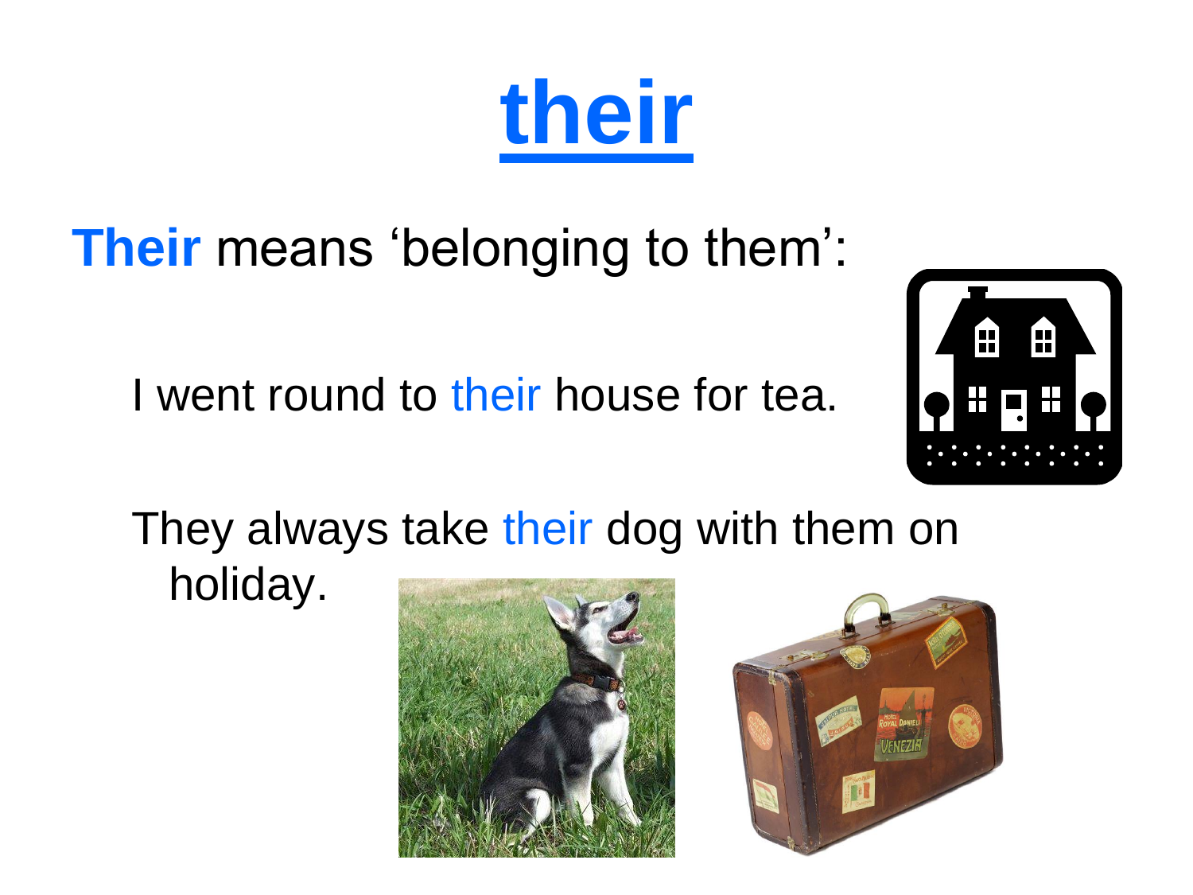# their

**Their** means 'belonging to them':

I went round to their house for tea.

They always take their dog with them on holiday.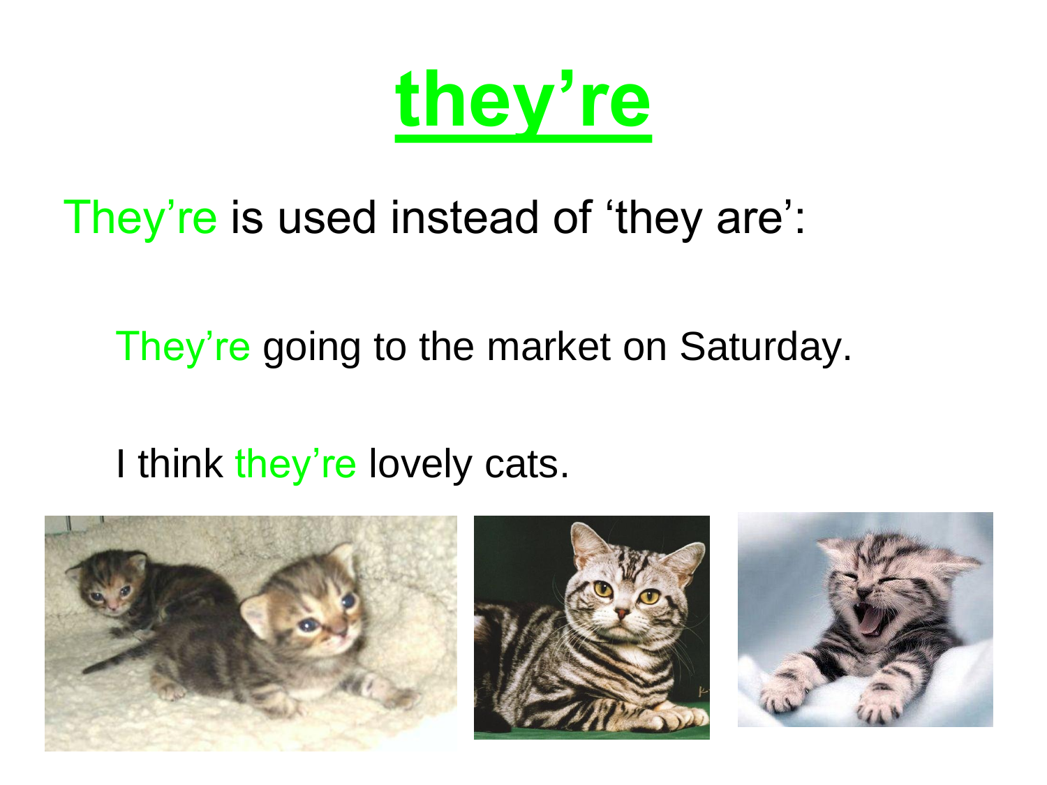# they're

They're is used instead of 'they are':

They're going to the market on Saturday.

I think they're lovely cats.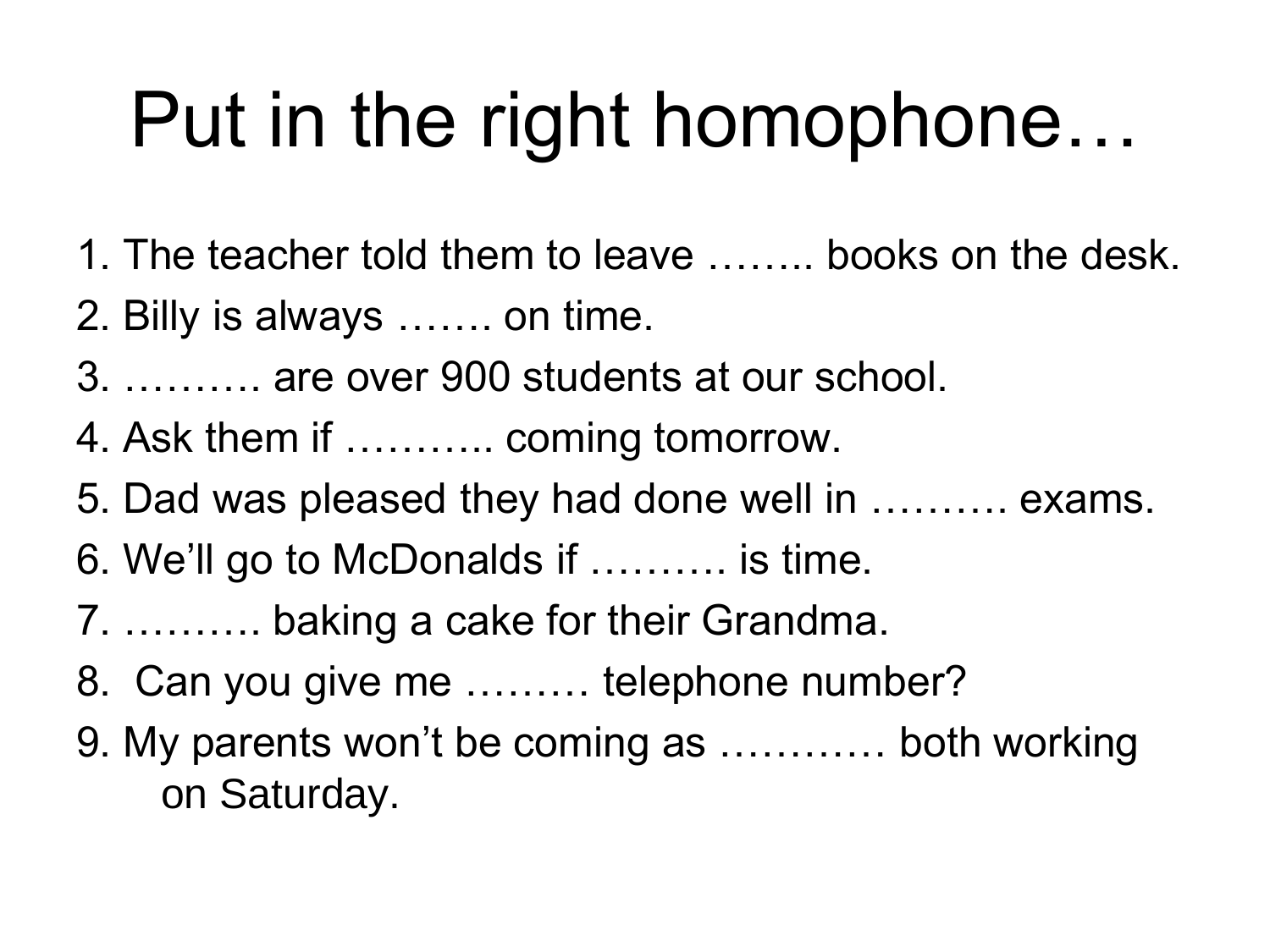# Put in the right homophone…

1. The teacher told them to leave …….. books on the desk.
2. Billy is always ……. on time.
3. ………. are over 900 students at our school.
4. Ask them if ……….. coming tomorrow.
5. Dad was pleased they had done well in ………. exams.
6. We'll go to McDonalds if ………. is time.
7. ………. baking a cake for their Grandma.
8. Can you give me ……… telephone number?
9. My parents won't be coming as ………… both working on Saturday.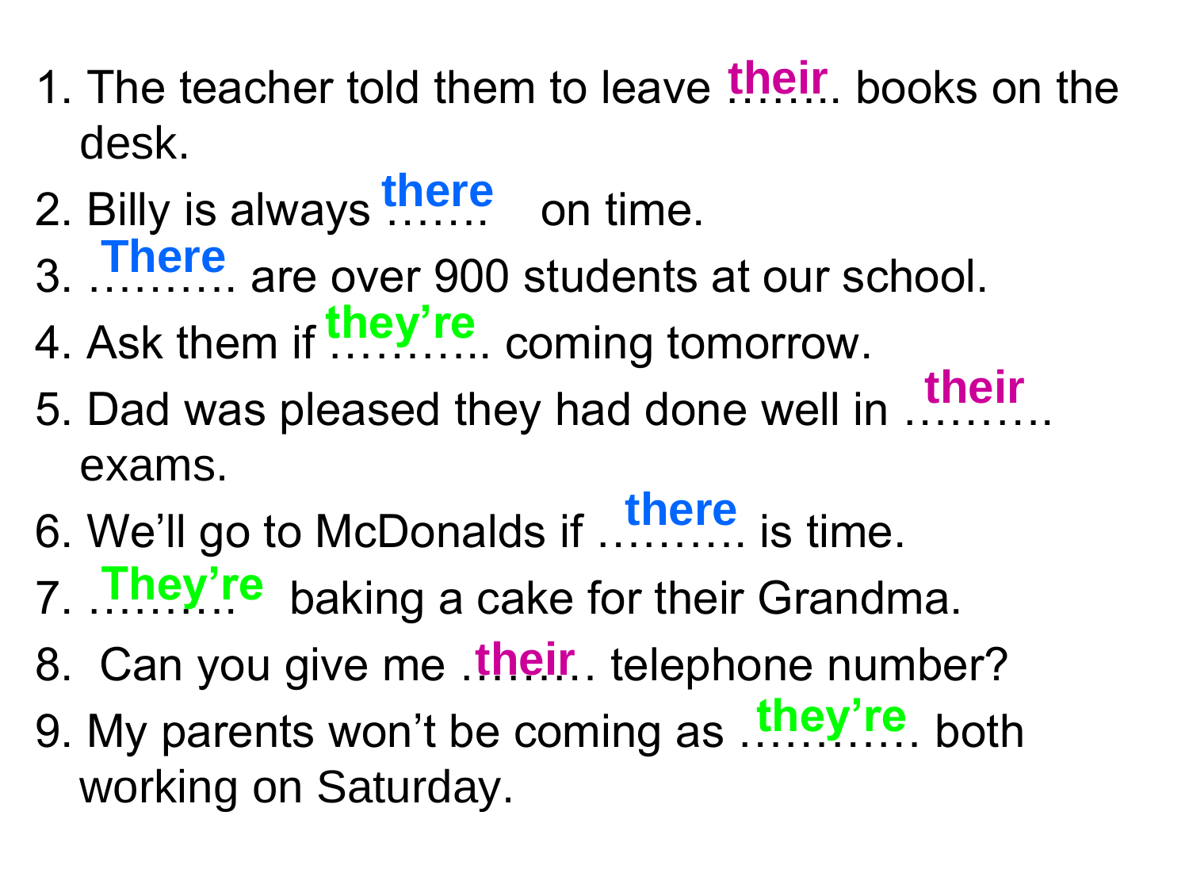1. The teacher told them to leave **their** books on the desk.
2. Billy is always **there** on time.
3. **There** are over 900 students at our school.
4. Ask them if **they're** coming tomorrow.
5. Dad was pleased they had done well in **their** exams.
6. We'll go to McDonalds if **there** is time.
7. **They're** baking a cake for their Grandma.
8. Can you give me **their** telephone number?
9. My parents won't be coming as **they're** both working on Saturday.